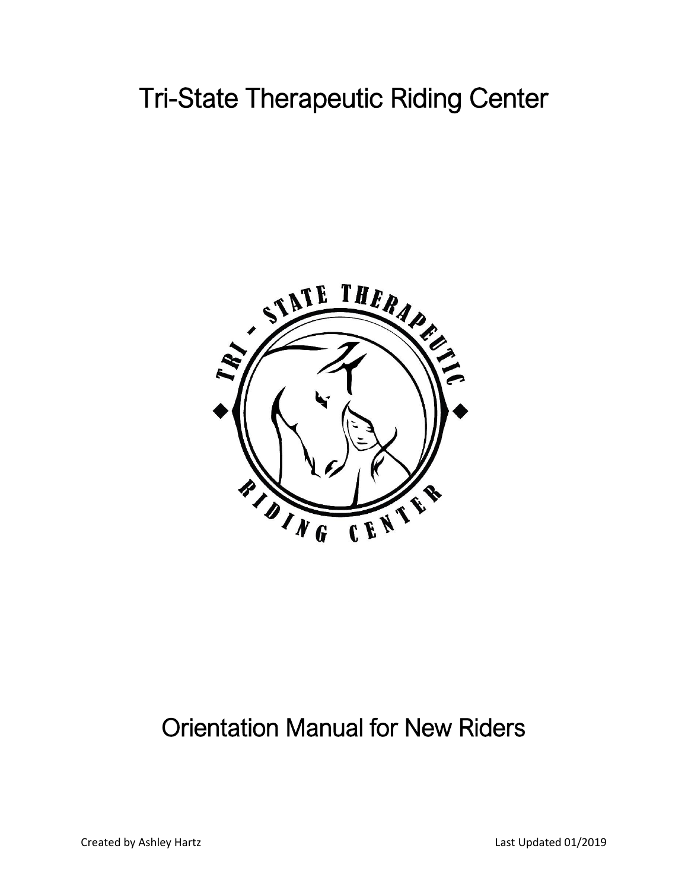# Tri-State Therapeutic Riding Center

# Orientation Manual for New Riders

Created by Ashley Hartz

Last Updated 01/2019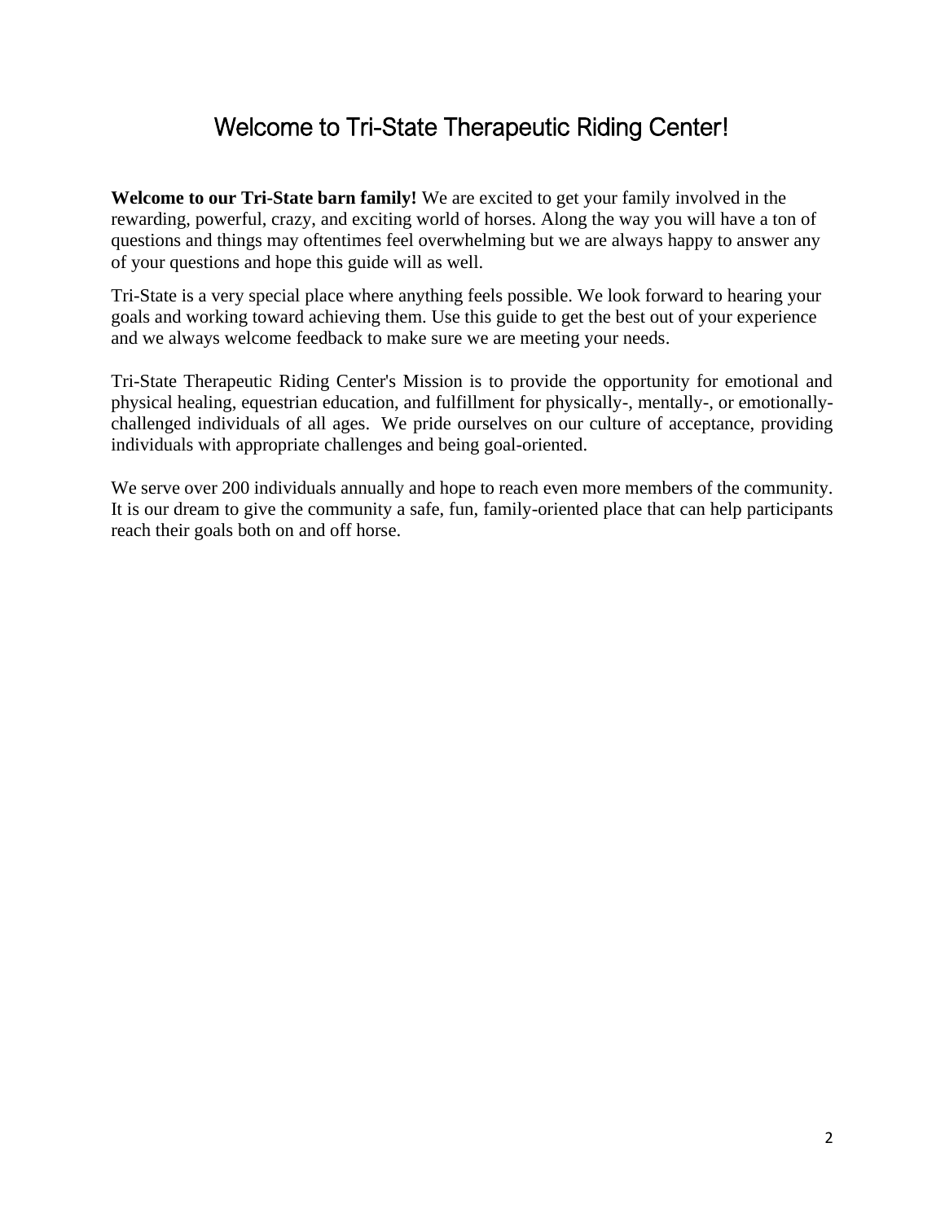# Welcome to Tri-State Therapeutic Riding Center!

**Welcome to our Tri-State barn family!** We are excited to get your family involved in the rewarding, powerful, crazy, and exciting world of horses. Along the way you will have a ton of questions and things may oftentimes feel overwhelming but we are always happy to answer any of your questions and hope this guide will as well.

Tri-State is a very special place where anything feels possible. We look forward to hearing your goals and working toward achieving them. Use this guide to get the best out of your experience and we always welcome feedback to make sure we are meeting your needs.

Tri-State Therapeutic Riding Center's Mission is to provide the opportunity for emotional and physical healing, equestrian education, and fulfillment for physically-, mentally-, or emotionally-challenged individuals of all ages. We pride ourselves on our culture of acceptance, providing individuals with appropriate challenges and being goal-oriented.

We serve over 200 individuals annually and hope to reach even more members of the community. It is our dream to give the community a safe, fun, family-oriented place that can help participants reach their goals both on and off horse.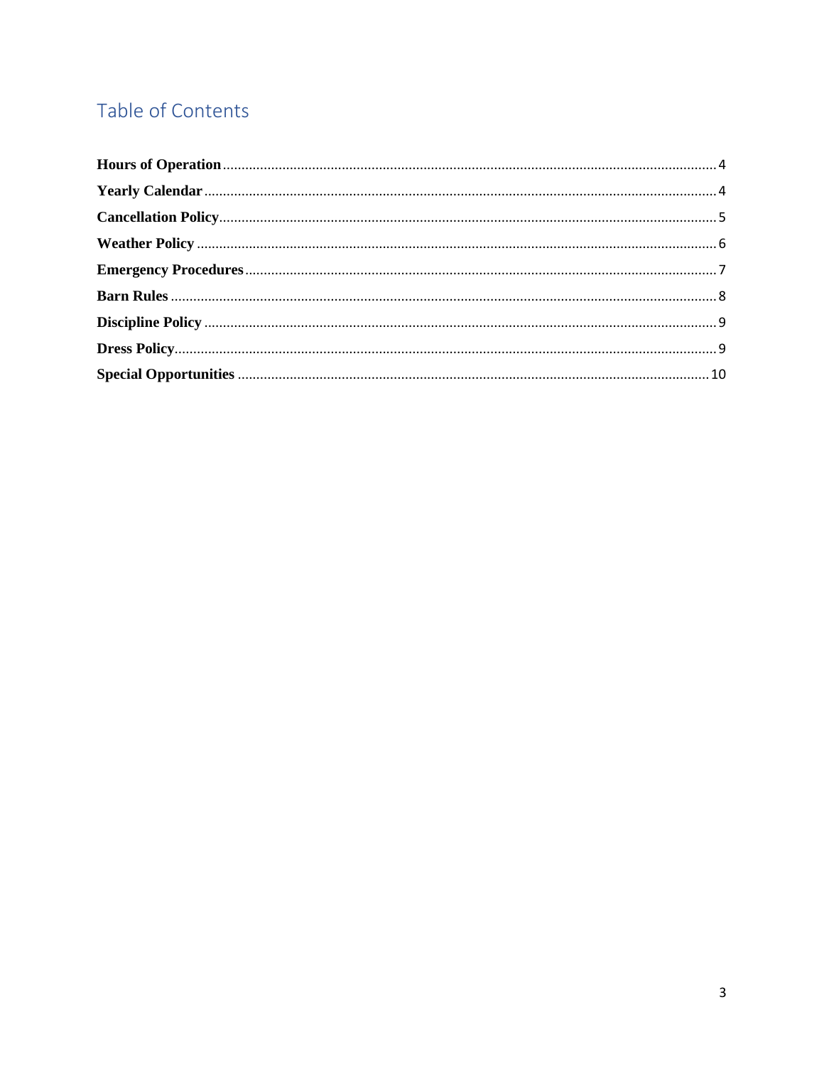# Table of Contents

**Hours of Operation** .......... 4
**Yearly Calendar** .......... 4
**Cancellation Policy** .......... 5
**Weather Policy** .......... 6
**Emergency Procedures** .......... 7
**Barn Rules** .......... 8
**Discipline Policy** .......... 9
**Dress Policy** .......... 9
**Special Opportunities** .......... 10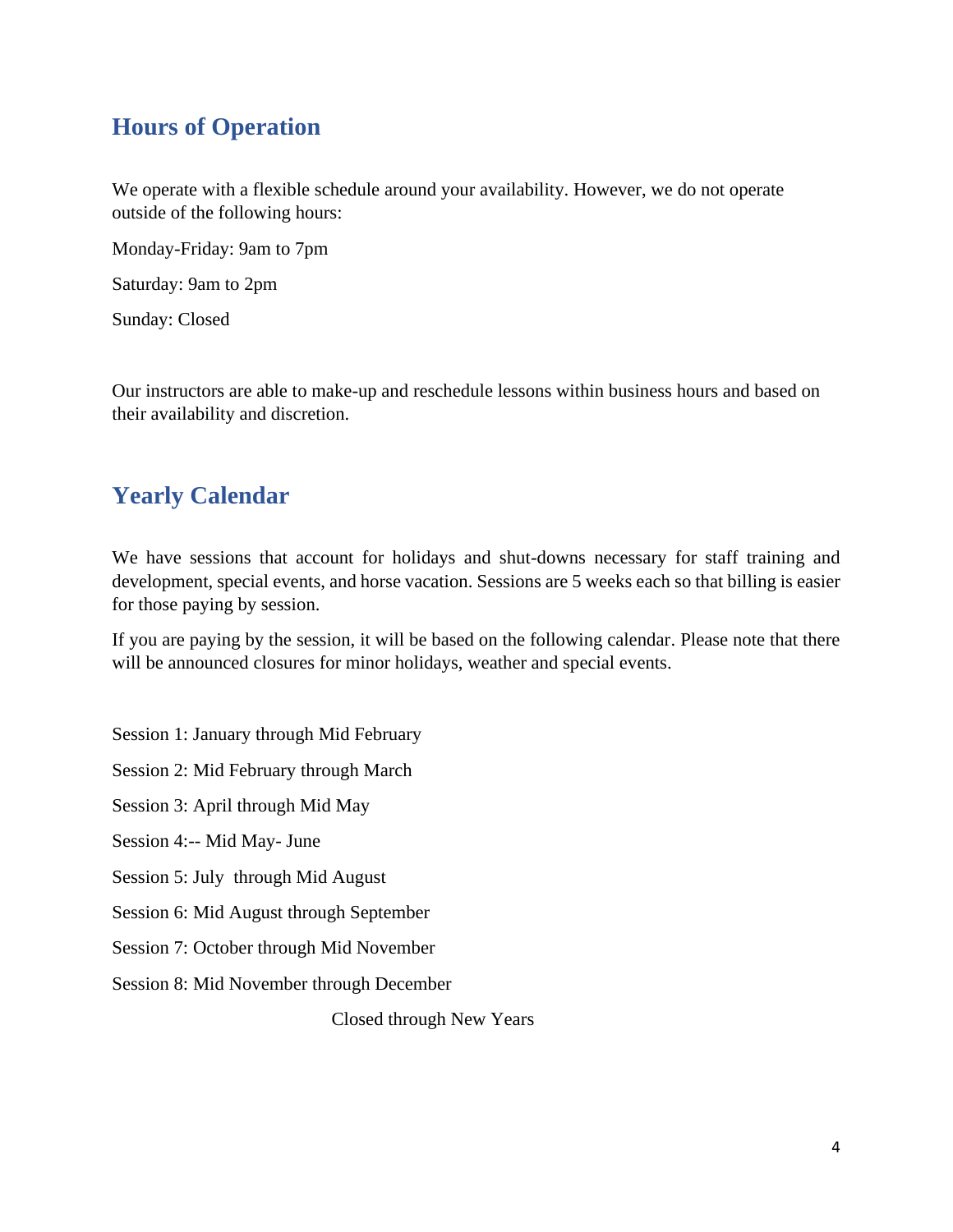## Hours of Operation

We operate with a flexible schedule around your availability. However, we do not operate outside of the following hours:

Monday-Friday: 9am to 7pm

Saturday: 9am to 2pm

Sunday: Closed

Our instructors are able to make-up and reschedule lessons within business hours and based on their availability and discretion.

## Yearly Calendar

We have sessions that account for holidays and shut-downs necessary for staff training and development, special events, and horse vacation. Sessions are 5 weeks each so that billing is easier for those paying by session.

If you are paying by the session, it will be based on the following calendar. Please note that there will be announced closures for minor holidays, weather and special events.

Session 1: January through Mid February

Session 2: Mid February through March

Session 3: April through Mid May

Session 4:-- Mid May- June

Session 5: July  through Mid August

Session 6: Mid August through September

Session 7: October through Mid November

Session 8: Mid November through December

Closed through New Years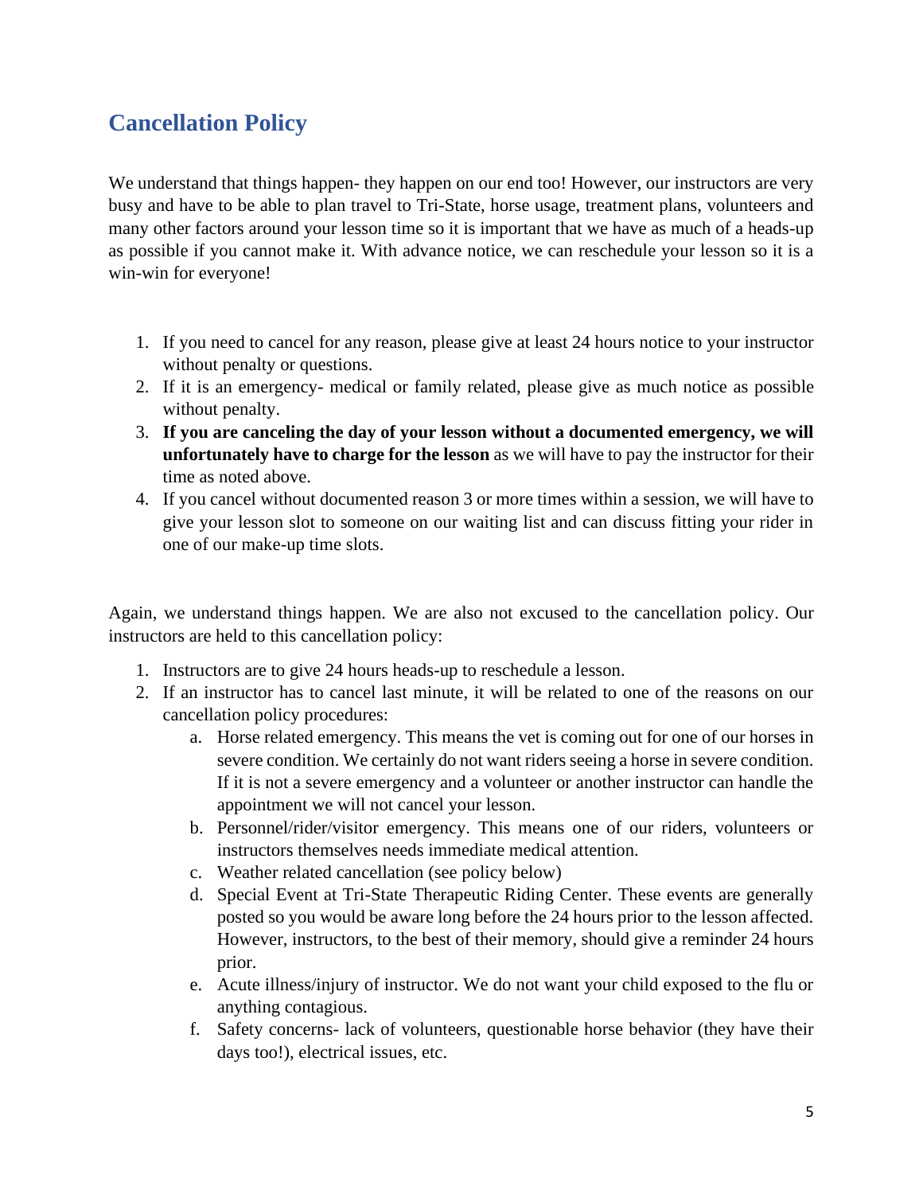## Cancellation Policy

We understand that things happen- they happen on our end too! However, our instructors are very busy and have to be able to plan travel to Tri-State, horse usage, treatment plans, volunteers and many other factors around your lesson time so it is important that we have as much of a heads-up as possible if you cannot make it. With advance notice, we can reschedule your lesson so it is a win-win for everyone!

1. If you need to cancel for any reason, please give at least 24 hours notice to your instructor without penalty or questions.
2. If it is an emergency- medical or family related, please give as much notice as possible without penalty.
3. **If you are canceling the day of your lesson without a documented emergency, we will unfortunately have to charge for the lesson** as we will have to pay the instructor for their time as noted above.
4. If you cancel without documented reason 3 or more times within a session, we will have to give your lesson slot to someone on our waiting list and can discuss fitting your rider in one of our make-up time slots.

Again, we understand things happen. We are also not excused to the cancellation policy. Our instructors are held to this cancellation policy:

1. Instructors are to give 24 hours heads-up to reschedule a lesson.
2. If an instructor has to cancel last minute, it will be related to one of the reasons on our cancellation policy procedures:
   a. Horse related emergency. This means the vet is coming out for one of our horses in severe condition. We certainly do not want riders seeing a horse in severe condition. If it is not a severe emergency and a volunteer or another instructor can handle the appointment we will not cancel your lesson.
   b. Personnel/rider/visitor emergency. This means one of our riders, volunteers or instructors themselves needs immediate medical attention.
   c. Weather related cancellation (see policy below)
   d. Special Event at Tri-State Therapeutic Riding Center. These events are generally posted so you would be aware long before the 24 hours prior to the lesson affected. However, instructors, to the best of their memory, should give a reminder 24 hours prior.
   e. Acute illness/injury of instructor. We do not want your child exposed to the flu or anything contagious.
   f. Safety concerns- lack of volunteers, questionable horse behavior (they have their days too!), electrical issues, etc.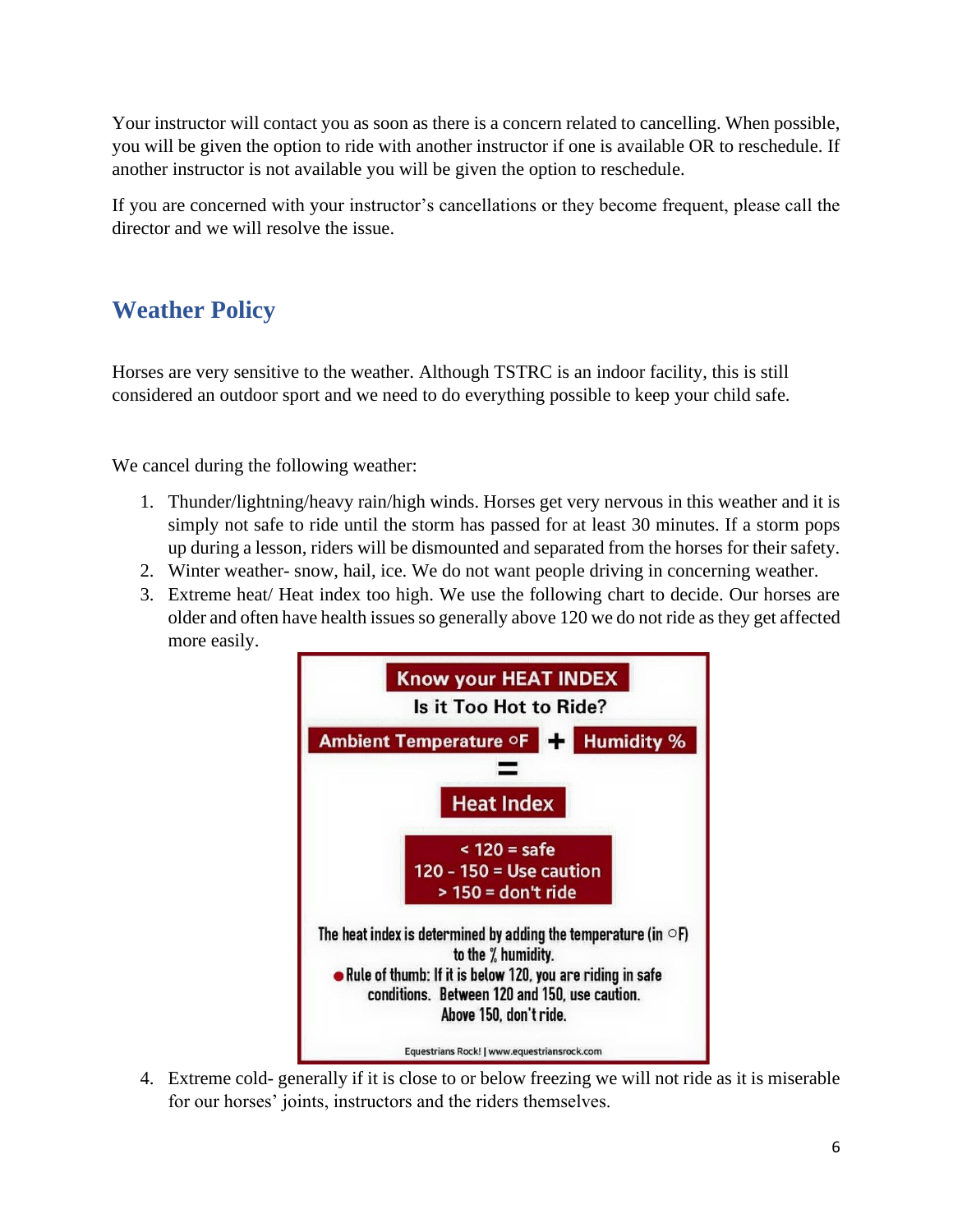Your instructor will contact you as soon as there is a concern related to cancelling. When possible, you will be given the option to ride with another instructor if one is available OR to reschedule. If another instructor is not available you will be given the option to reschedule.

If you are concerned with your instructor's cancellations or they become frequent, please call the director and we will resolve the issue.

## Weather Policy

Horses are very sensitive to the weather. Although TSTRC is an indoor facility, this is still considered an outdoor sport and we need to do everything possible to keep your child safe.

We cancel during the following weather:

1. Thunder/lightning/heavy rain/high winds. Horses get very nervous in this weather and it is simply not safe to ride until the storm has passed for at least 30 minutes. If a storm pops up during a lesson, riders will be dismounted and separated from the horses for their safety.
2. Winter weather- snow, hail, ice. We do not want people driving in concerning weather.
3. Extreme heat/ Heat index too high. We use the following chart to decide. Our horses are older and often have health issues so generally above 120 we do not ride as they get affected more easily.

   **Know your HEAT INDEX**
   **Is it Too Hot to Ride?**

   **Ambient Temperature ○F + Humidity %**
   **=**
   **Heat Index**

   **< 120 = safe**
   **120 - 150 = Use caution**
   **> 150 = don't ride**

   The heat index is determined by adding the temperature (in ○F) to the % humidity.
   - Rule of thumb: If it is below 120, you are riding in safe conditions. Between 120 and 150, use caution. Above 150, don't ride.

   Equestrians Rock! | www.equestriansrock.com

4. Extreme cold- generally if it is close to or below freezing we will not ride as it is miserable for our horses' joints, instructors and the riders themselves.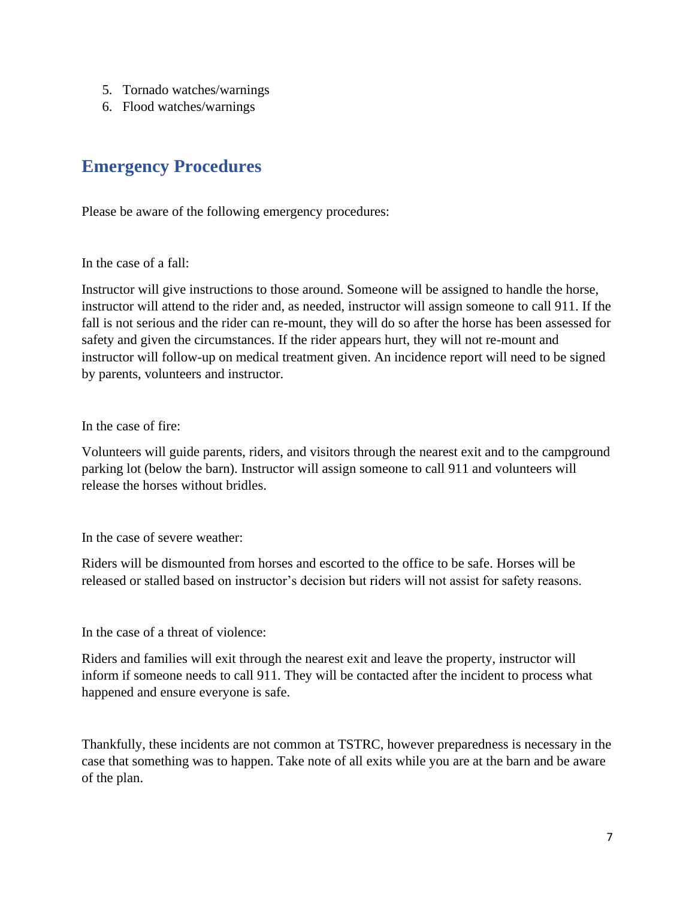5. Tornado watches/warnings
6. Flood watches/warnings

## Emergency Procedures

Please be aware of the following emergency procedures:

In the case of a fall:

Instructor will give instructions to those around. Someone will be assigned to handle the horse, instructor will attend to the rider and, as needed, instructor will assign someone to call 911. If the fall is not serious and the rider can re-mount, they will do so after the horse has been assessed for safety and given the circumstances. If the rider appears hurt, they will not re-mount and instructor will follow-up on medical treatment given. An incidence report will need to be signed by parents, volunteers and instructor.

In the case of fire:

Volunteers will guide parents, riders, and visitors through the nearest exit and to the campground parking lot (below the barn). Instructor will assign someone to call 911 and volunteers will release the horses without bridles.

In the case of severe weather:

Riders will be dismounted from horses and escorted to the office to be safe. Horses will be released or stalled based on instructor's decision but riders will not assist for safety reasons.

In the case of a threat of violence:

Riders and families will exit through the nearest exit and leave the property, instructor will inform if someone needs to call 911. They will be contacted after the incident to process what happened and ensure everyone is safe.

Thankfully, these incidents are not common at TSTRC, however preparedness is necessary in the case that something was to happen. Take note of all exits while you are at the barn and be aware of the plan.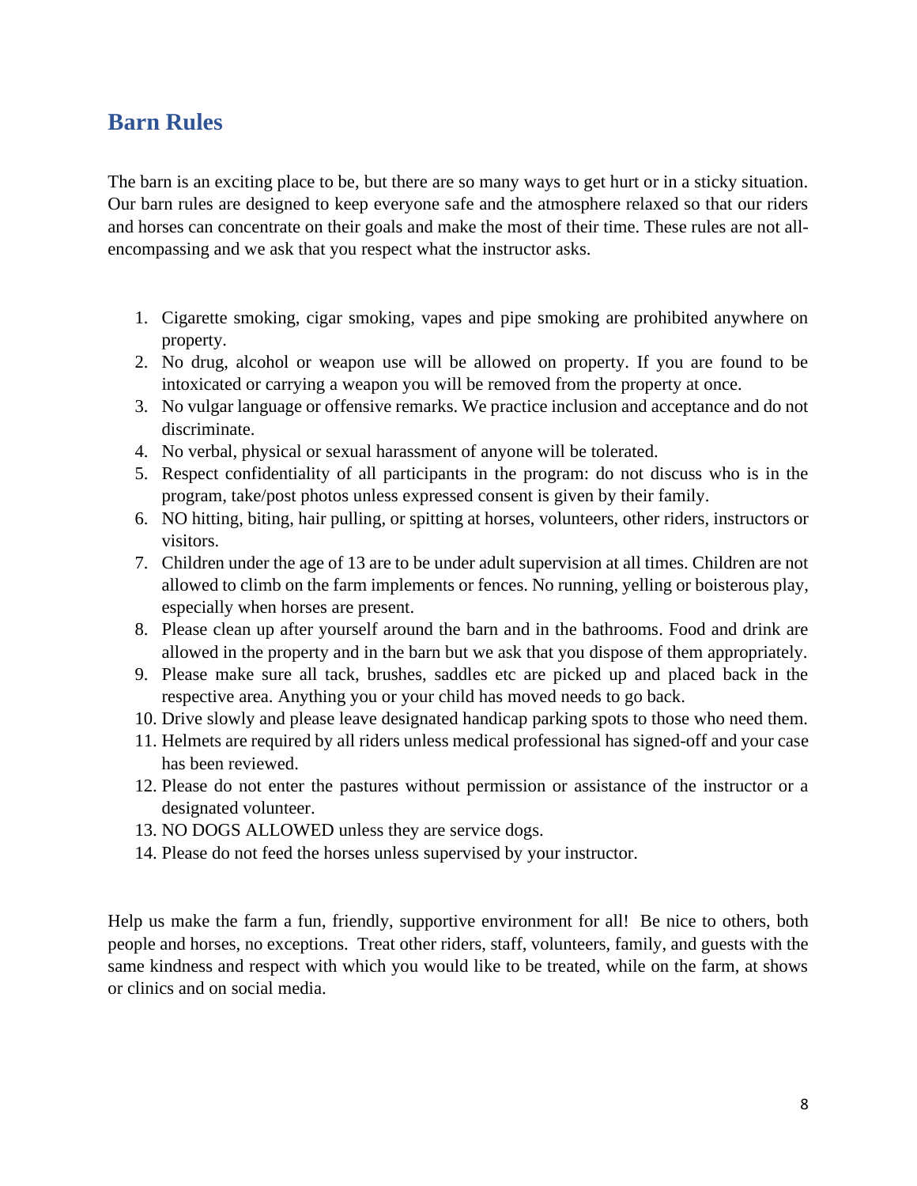## Barn Rules

The barn is an exciting place to be, but there are so many ways to get hurt or in a sticky situation. Our barn rules are designed to keep everyone safe and the atmosphere relaxed so that our riders and horses can concentrate on their goals and make the most of their time. These rules are not all-encompassing and we ask that you respect what the instructor asks.

1. Cigarette smoking, cigar smoking, vapes and pipe smoking are prohibited anywhere on property.
2. No drug, alcohol or weapon use will be allowed on property. If you are found to be intoxicated or carrying a weapon you will be removed from the property at once.
3. No vulgar language or offensive remarks. We practice inclusion and acceptance and do not discriminate.
4. No verbal, physical or sexual harassment of anyone will be tolerated.
5. Respect confidentiality of all participants in the program: do not discuss who is in the program, take/post photos unless expressed consent is given by their family.
6. NO hitting, biting, hair pulling, or spitting at horses, volunteers, other riders, instructors or visitors.
7. Children under the age of 13 are to be under adult supervision at all times. Children are not allowed to climb on the farm implements or fences. No running, yelling or boisterous play, especially when horses are present.
8. Please clean up after yourself around the barn and in the bathrooms. Food and drink are allowed in the property and in the barn but we ask that you dispose of them appropriately.
9. Please make sure all tack, brushes, saddles etc are picked up and placed back in the respective area. Anything you or your child has moved needs to go back.
10. Drive slowly and please leave designated handicap parking spots to those who need them.
11. Helmets are required by all riders unless medical professional has signed-off and your case has been reviewed.
12. Please do not enter the pastures without permission or assistance of the instructor or a designated volunteer.
13. NO DOGS ALLOWED unless they are service dogs.
14. Please do not feed the horses unless supervised by your instructor.

Help us make the farm a fun, friendly, supportive environment for all! Be nice to others, both people and horses, no exceptions. Treat other riders, staff, volunteers, family, and guests with the same kindness and respect with which you would like to be treated, while on the farm, at shows or clinics and on social media.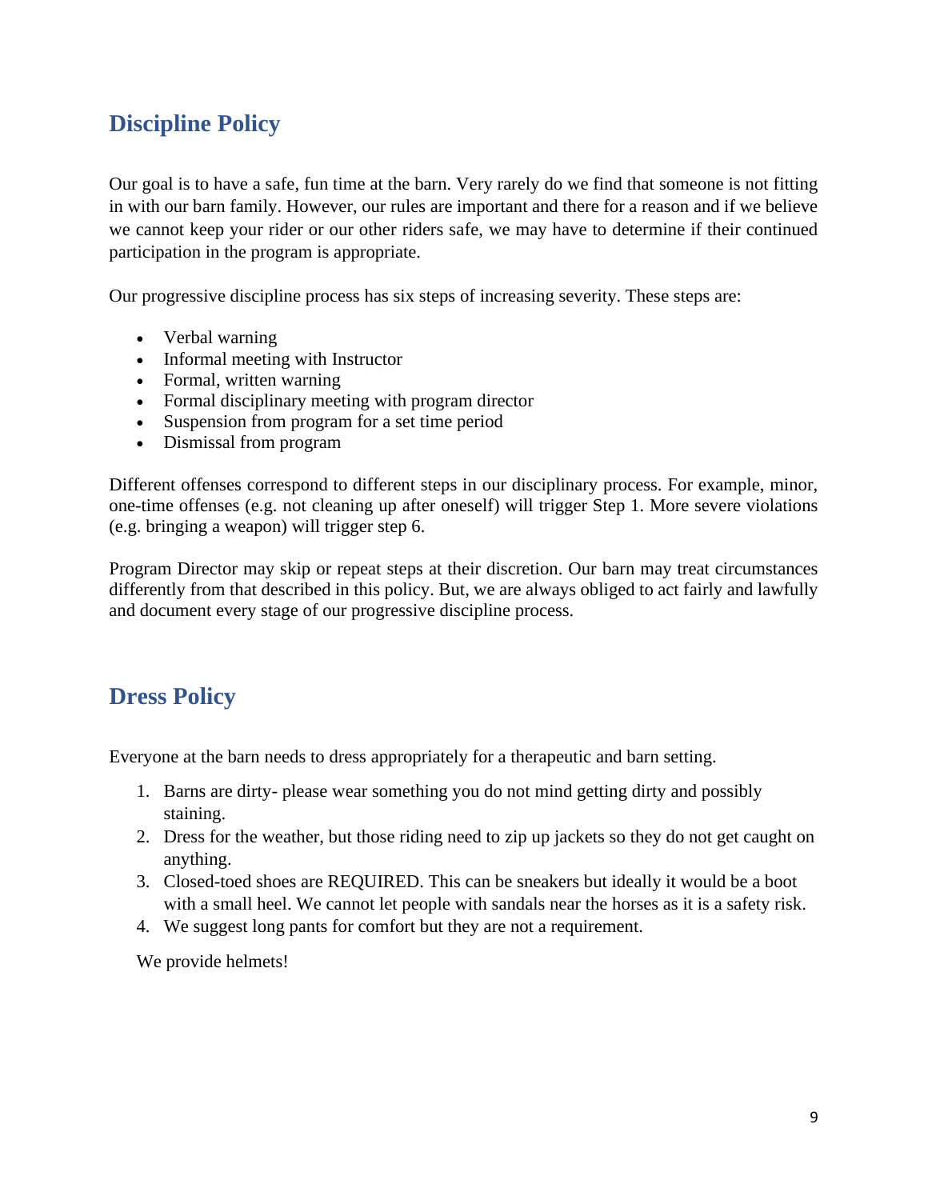## Discipline Policy

Our goal is to have a safe, fun time at the barn. Very rarely do we find that someone is not fitting in with our barn family. However, our rules are important and there for a reason and if we believe we cannot keep your rider or our other riders safe, we may have to determine if their continued participation in the program is appropriate.

Our progressive discipline process has six steps of increasing severity. These steps are:

- Verbal warning
- Informal meeting with Instructor
- Formal, written warning
- Formal disciplinary meeting with program director
- Suspension from program for a set time period
- Dismissal from program

Different offenses correspond to different steps in our disciplinary process. For example, minor, one-time offenses (e.g. not cleaning up after oneself) will trigger Step 1. More severe violations (e.g. bringing a weapon) will trigger step 6.

Program Director may skip or repeat steps at their discretion. Our barn may treat circumstances differently from that described in this policy. But, we are always obliged to act fairly and lawfully and document every stage of our progressive discipline process.

## Dress Policy

Everyone at the barn needs to dress appropriately for a therapeutic and barn setting.

1. Barns are dirty- please wear something you do not mind getting dirty and possibly staining.
2. Dress for the weather, but those riding need to zip up jackets so they do not get caught on anything.
3. Closed-toed shoes are REQUIRED. This can be sneakers but ideally it would be a boot with a small heel. We cannot let people with sandals near the horses as it is a safety risk.
4. We suggest long pants for comfort but they are not a requirement.

We provide helmets!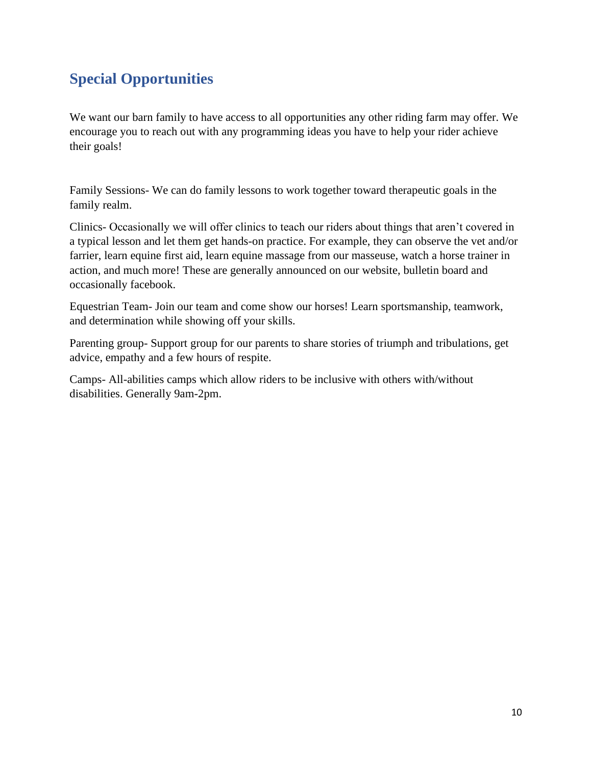## Special Opportunities

We want our barn family to have access to all opportunities any other riding farm may offer. We encourage you to reach out with any programming ideas you have to help your rider achieve their goals!

Family Sessions- We can do family lessons to work together toward therapeutic goals in the family realm.

Clinics- Occasionally we will offer clinics to teach our riders about things that aren't covered in a typical lesson and let them get hands-on practice. For example, they can observe the vet and/or farrier, learn equine first aid, learn equine massage from our masseuse, watch a horse trainer in action, and much more! These are generally announced on our website, bulletin board and occasionally facebook.

Equestrian Team- Join our team and come show our horses! Learn sportsmanship, teamwork, and determination while showing off your skills.

Parenting group- Support group for our parents to share stories of triumph and tribulations, get advice, empathy and a few hours of respite.

Camps- All-abilities camps which allow riders to be inclusive with others with/without disabilities. Generally 9am-2pm.